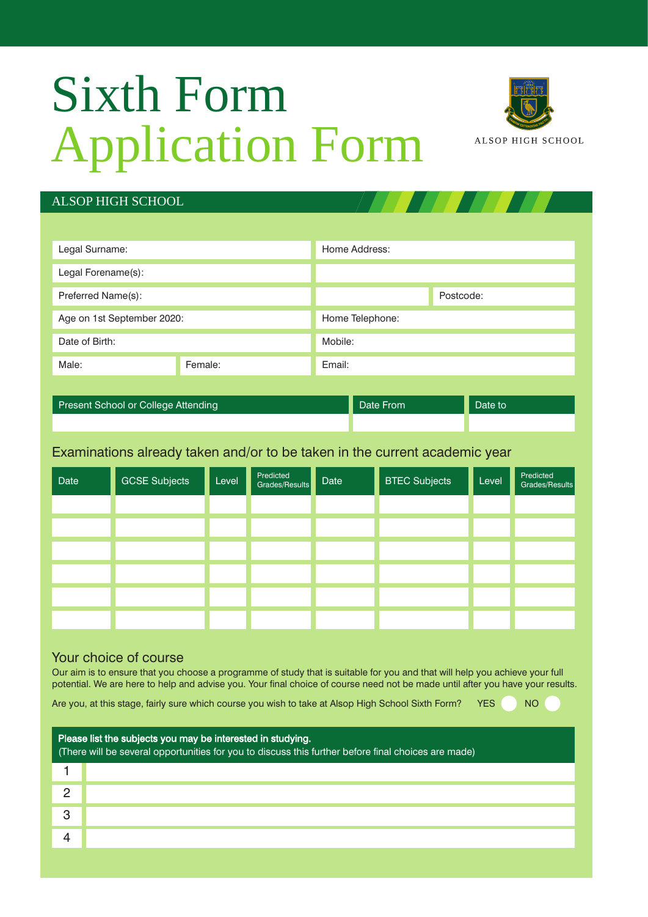# Sixth Form Application Form

ALSOP HIGH SCHOOL

## ALSOP HIGH SCHOOL

| | |
|---|---|
| Legal Surname: | Home Address: |
| Legal Forename(s): | |
| Preferred Name(s): | Postcode: |
| Age on 1st September 2020: | Home Telephone: |
| Date of Birth: | Mobile: |
| Male: Female: | Email: |

| Present School or College Attending | Date From | Date to |
|---|---|---|
| | | |

## Examinations already taken and/or to be taken in the current academic year

| Date | GCSE Subjects | Level | Predicted Grades/Results | Date | BTEC Subjects | Level | Predicted Grades/Results |
|---|---|---|---|---|---|---|---|
| | | | | | | | |
| | | | | | | | |
| | | | | | | | |
| | | | | | | | |
| | | | | | | | |
| | | | | | | | |

## Your choice of course

Our aim is to ensure that you choose a programme of study that is suitable for you and that will help you achieve your full potential. We are here to help and advise you. Your final choice of course need not be made until after you have your results.

Are you, at this stage, fairly sure which course you wish to take at Alsop High School Sixth Form? YES NO

| **Please list the subjects you may be interested in studying.** (There will be several opportunities for you to discuss this further before final choices are made) | |
|---|---|
| 1 | |
| 2 | |
| 3 | |
| 4 | |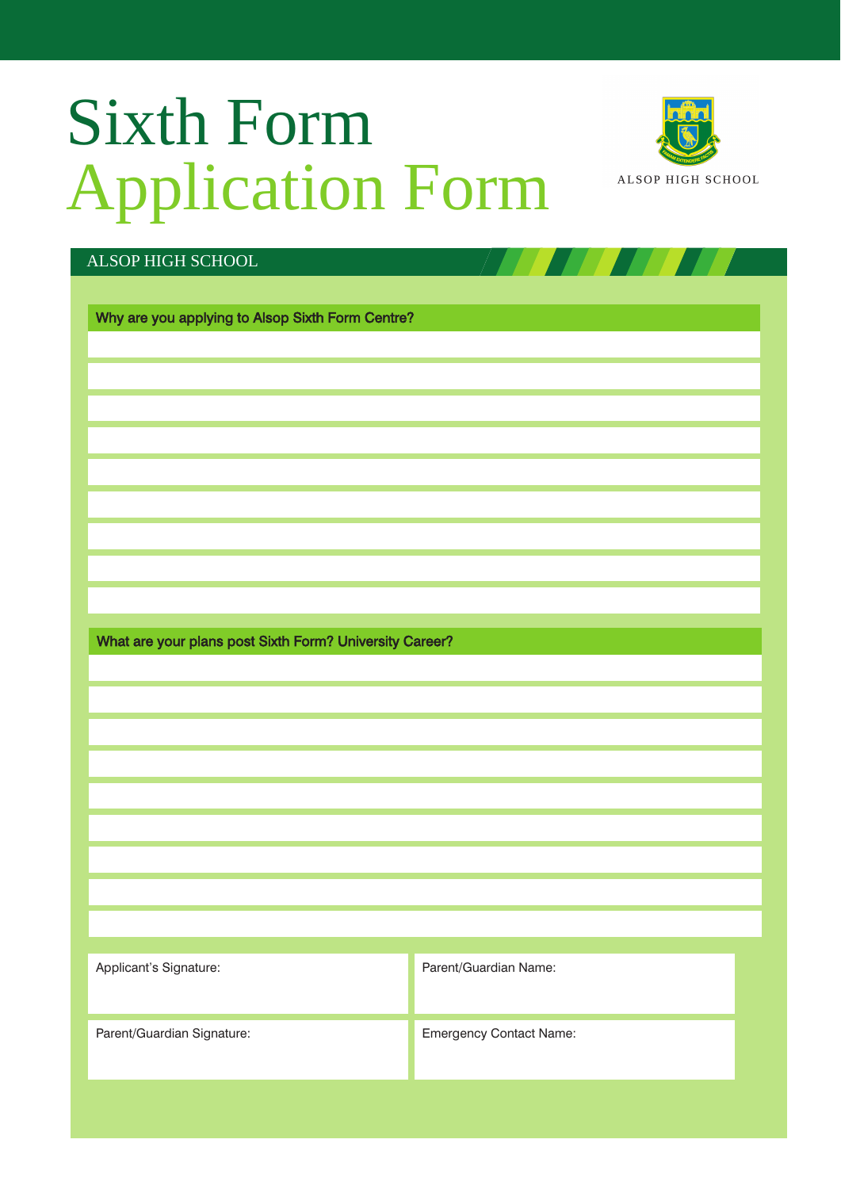# Sixth Form
# Application Form

ALSOP HIGH SCHOOL

ALSOP HIGH SCHOOL

**Why are you applying to Alsop Sixth Form Centre?**

**What are your plans post Sixth Form? University Career?**

| | |
|---|---|
| Applicant's Signature: | Parent/Guardian Name: |
| Parent/Guardian Signature: | Emergency Contact Name: |